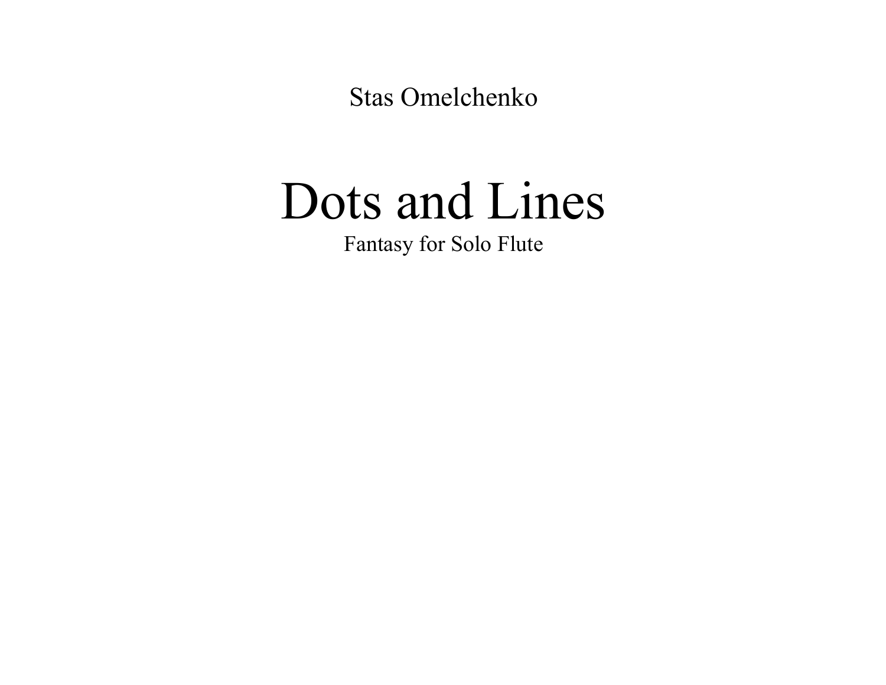Stas Omelchenko

# Dots and Lines

Fantasy for Solo Flute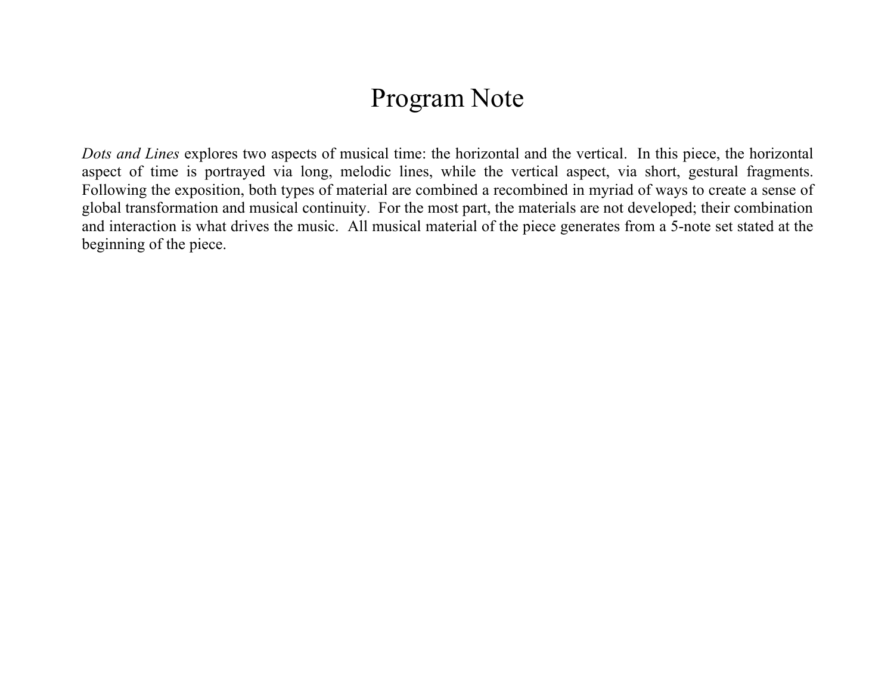# Program Note

*Dots and Lines* explores two aspects of musical time: the horizontal and the vertical. In this piece, the horizontal aspect of time is portrayed via long, melodic lines, while the vertical aspect, via short, gestural fragments. Following the exposition, both types of material are combined a recombined in myriad of ways to create a sense of global transformation and musical continuity. For the most part, the materials are not developed; their combination and interaction is what drives the music. All musical material of the piece generates from a 5-note set stated at the beginning of the piece.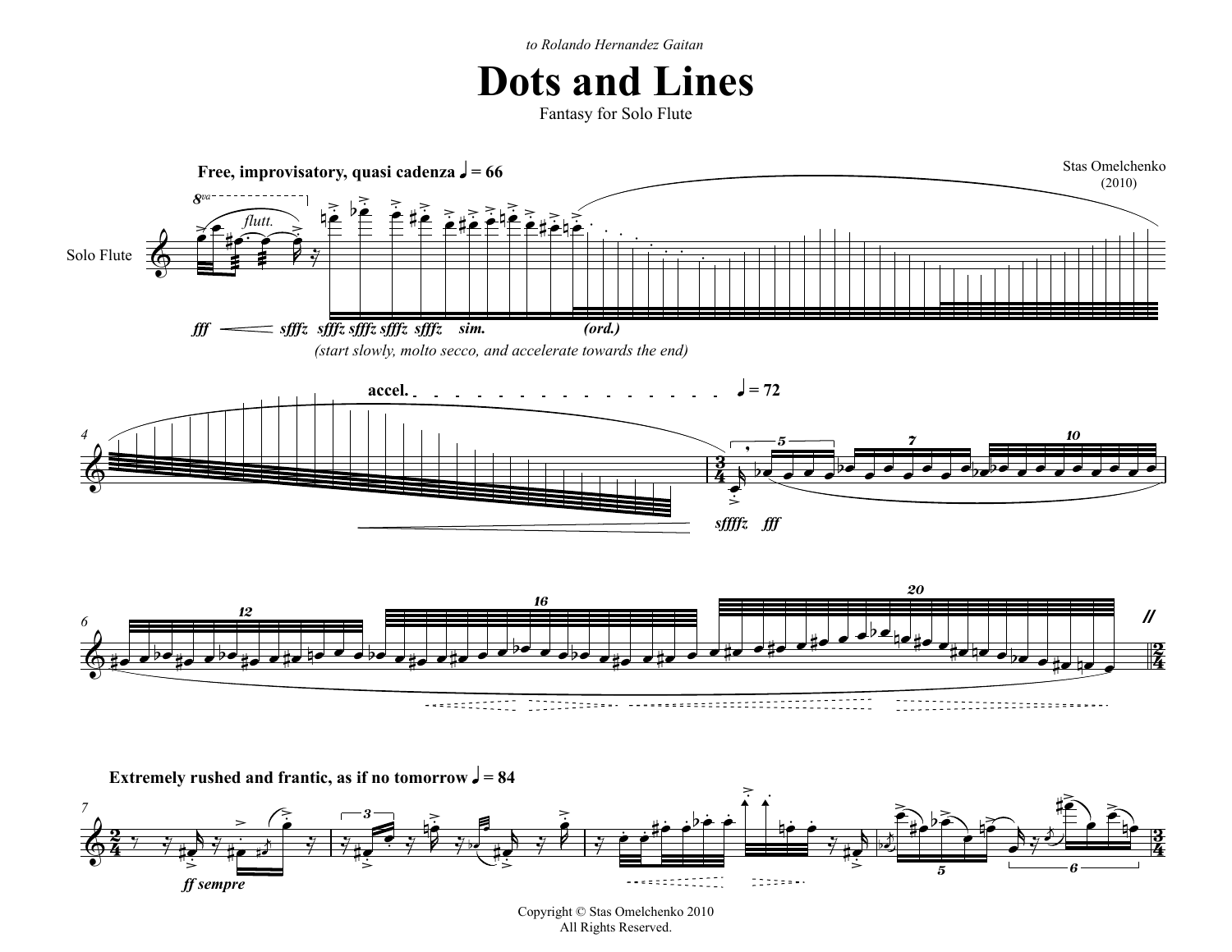*to Rolando Hernandez Gaitan*

# Dots and Lines

Fantasy for Solo Flute

Stas Omelchenko
(2010)

**Free, improvisatory, quasi cadenza** ♩ = 66

Solo Flute

*8va* *flutt.*

***fff*** ***sfffz*** ***sfffz sfffz sfffz sfffz*** ***sim.*** ***(ord.)***

*(start slowly, molto secco, and accelerate towards the end)*

**accel.** ♩ = 72

***sffffz*** ***fff***

**Extremely rushed and frantic, as if no tomorrow** ♩ = 84

***ff sempre***

Copyright © Stas Omelchenko 2010
All Rights Reserved.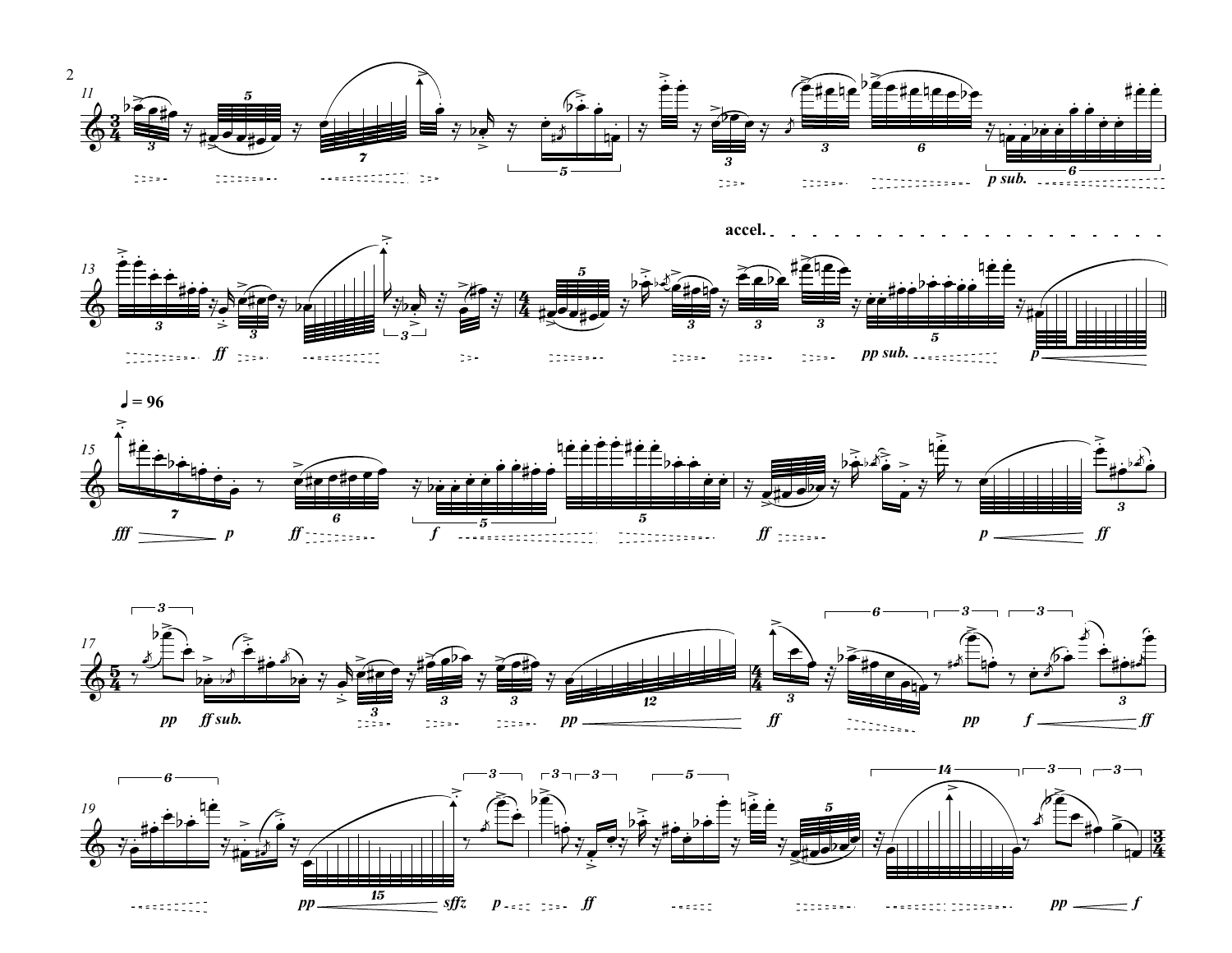accel.

♩ = 96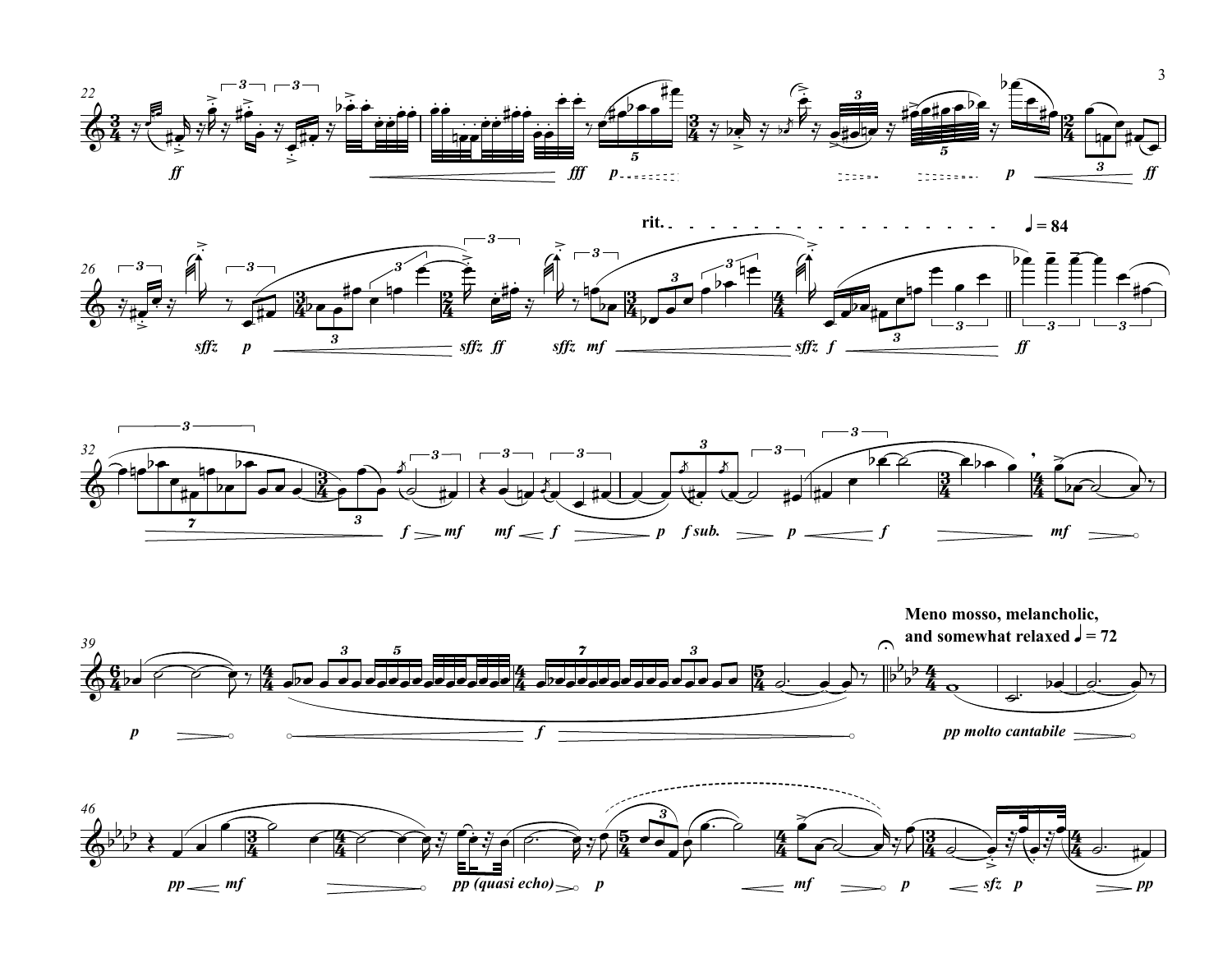rit.

♩ = 84

Meno mosso, melancholic, and somewhat relaxed ♩ = 72

*pp molto cantabile*

*pp (quasi echo)*